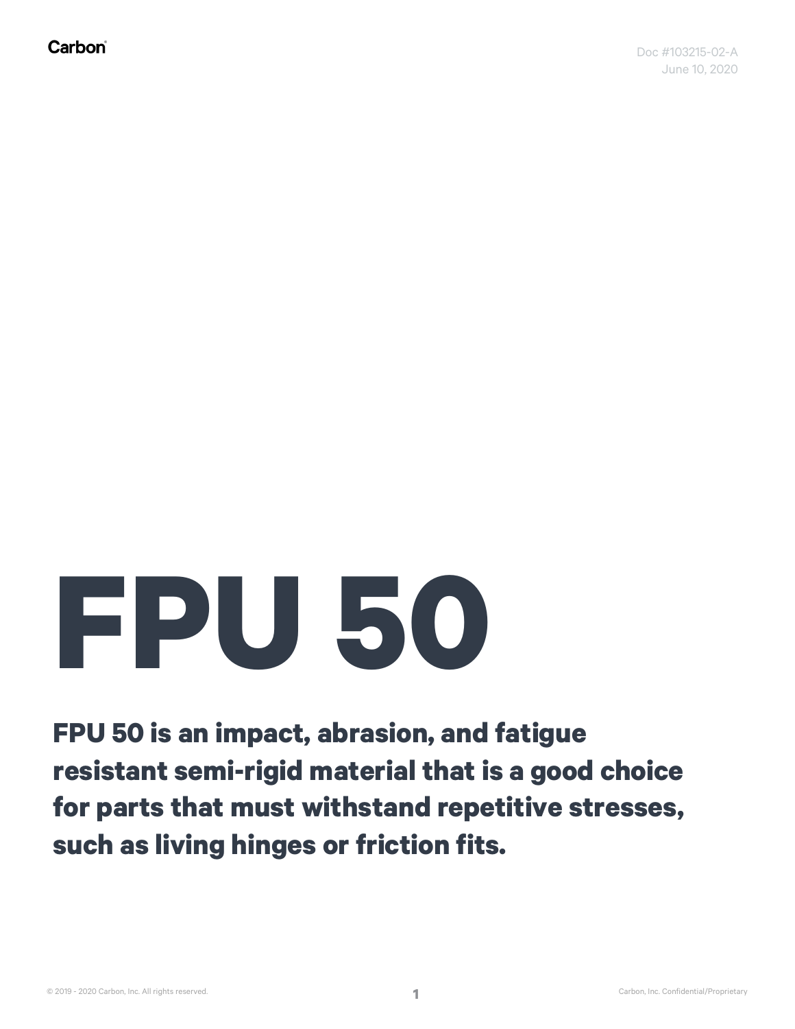Carbon

Doc #103215-02-A
June 10, 2020

# FPU 50

**FPU 50 is an impact, abrasion, and fatigue resistant semi-rigid material that is a good choice for parts that must withstand repetitive stresses, such as living hinges or friction fits.**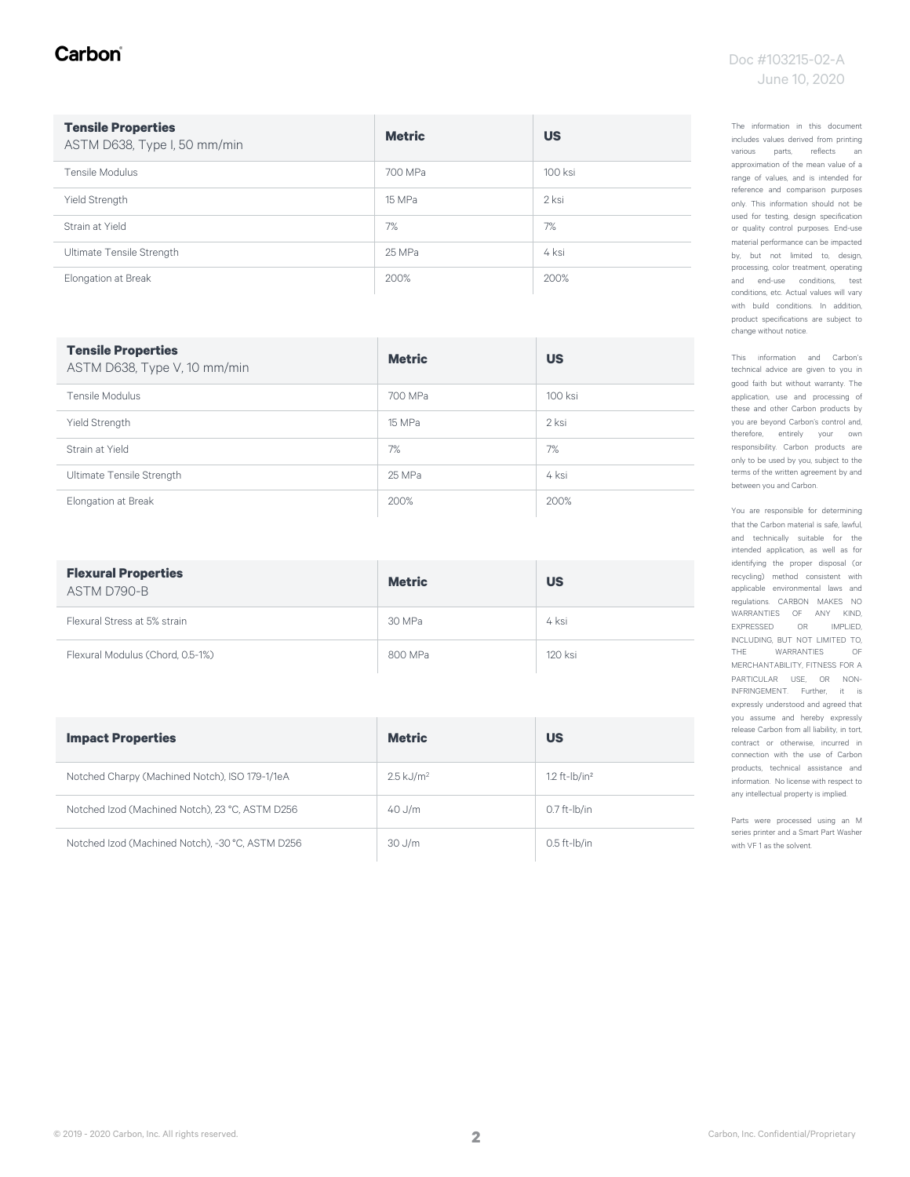| **Tensile Properties** ASTM D638, Type I, 50 mm/min | **Metric** | **US** |
|---|---|---|
| Tensile Modulus | 700 MPa | 100 ksi |
| Yield Strength | 15 MPa | 2 ksi |
| Strain at Yield | 7% | 7% |
| Ultimate Tensile Strength | 25 MPa | 4 ksi |
| Elongation at Break | 200% | 200% |

| **Tensile Properties** ASTM D638, Type V, 10 mm/min | **Metric** | **US** |
|---|---|---|
| Tensile Modulus | 700 MPa | 100 ksi |
| Yield Strength | 15 MPa | 2 ksi |
| Strain at Yield | 7% | 7% |
| Ultimate Tensile Strength | 25 MPa | 4 ksi |
| Elongation at Break | 200% | 200% |

| **Flexural Properties** ASTM D790-B | **Metric** | **US** |
|---|---|---|
| Flexural Stress at 5% strain | 30 MPa | 4 ksi |
| Flexural Modulus (Chord, 0.5-1%) | 800 MPa | 120 ksi |

| **Impact Properties** | **Metric** | **US** |
|---|---|---|
| Notched Charpy (Machined Notch), ISO 179-1/1eA | 2.5 $kJ/m^2$ | 1.2 $ft\text{-}lb/in^2$ |
| Notched Izod (Machined Notch), 23 °C, ASTM D256 | 40 J/m | 0.7 ft-lb/in |
| Notched Izod (Machined Notch), -30 °C, ASTM D256 | 30 J/m | 0.5 ft-lb/in |

The information in this document includes values derived from printing various parts, reflects an approximation of the mean value of a range of values, and is intended for reference and comparison purposes only. This information should not be used for testing, design specification or quality control purposes. End-use material performance can be impacted by, but not limited to, design, processing, color treatment, operating and end-use conditions, test conditions, etc. Actual values will vary with build conditions. In addition, product specifications are subject to change without notice.

This information and Carbon's technical advice are given to you in good faith but without warranty. The application, use and processing of these and other Carbon products by you are beyond Carbon's control and, therefore, entirely your own responsibility. Carbon products are only to be used by you, subject to the terms of the written agreement by and between you and Carbon.

You are responsible for determining that the Carbon material is safe, lawful, and technically suitable for the intended application, as well as for identifying the proper disposal (or recycling) method consistent with applicable environmental laws and regulations. CARBON MAKES NO WARRANTIES OF ANY KIND, EXPRESSED OR IMPLIED, INCLUDING, BUT NOT LIMITED TO, THE WARRANTIES OF MERCHANTABILITY, FITNESS FOR A PARTICULAR USE, OR NON-INFRINGEMENT. Further, it is expressly understood and agreed that you assume and hereby expressly release Carbon from all liability, in tort, contract or otherwise, incurred in connection with the use of Carbon products, technical assistance and information. No license with respect to any intellectual property is implied.

Parts were processed using an M series printer and a Smart Part Washer with VF 1 as the solvent.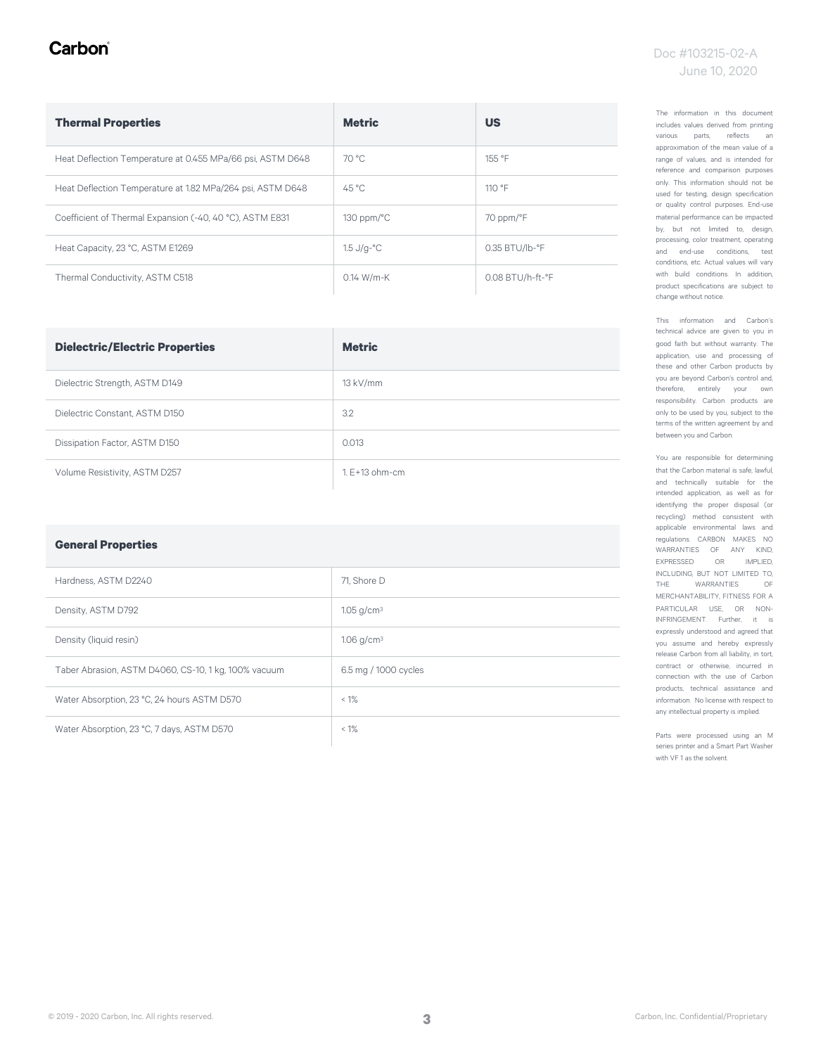Doc #103215-02-A
June 10, 2020

| Thermal Properties | Metric | US |
|---|---|---|
| Heat Deflection Temperature at 0.455 MPa/66 psi, ASTM D648 | 70 °C | 155 °F |
| Heat Deflection Temperature at 1.82 MPa/264 psi, ASTM D648 | 45 °C | 110 °F |
| Coefficient of Thermal Expansion (-40, 40 °C), ASTM E831 | 130 ppm/°C | 70 ppm/°F |
| Heat Capacity, 23 °C, ASTM E1269 | 1.5 J/g-°C | 0.35 BTU/lb-°F |
| Thermal Conductivity, ASTM C518 | 0.14 W/m-K | 0.08 BTU/h-ft-°F |

| Dielectric/Electric Properties | Metric |
|---|---|
| Dielectric Strength, ASTM D149 | 13 kV/mm |
| Dielectric Constant, ASTM D150 | 3.2 |
| Dissipation Factor, ASTM D150 | 0.013 |
| Volume Resistivity, ASTM D257 | 1. E+13 ohm-cm |

| General Properties | |
|---|---|
| Hardness, ASTM D2240 | 71, Shore D |
| Density, ASTM D792 | 1.05 g/cm³ |
| Density (liquid resin) | 1.06 g/cm³ |
| Taber Abrasion, ASTM D4060, CS-10, 1 kg, 100% vacuum | 6.5 mg / 1000 cycles |
| Water Absorption, 23 °C, 24 hours ASTM D570 | < 1% |
| Water Absorption, 23 °C, 7 days, ASTM D570 | < 1% |

The information in this document includes values derived from printing various parts, reflects an approximation of the mean value of a range of values, and is intended for reference and comparison purposes only. This information should not be used for testing, design specification or quality control purposes. End-use material performance can be impacted by, but not limited to, design, processing, color treatment, operating and end-use conditions, test conditions, etc. Actual values will vary with build conditions. In addition, product specifications are subject to change without notice.

This information and Carbon's technical advice are given to you in good faith but without warranty. The application, use and processing of these and other Carbon products by you are beyond Carbon's control and, therefore, entirely your own responsibility. Carbon products are only to be used by you, subject to the terms of the written agreement by and between you and Carbon.

You are responsible for determining that the Carbon material is safe, lawful, and technically suitable for the intended application, as well as for identifying the proper disposal (or recycling) method consistent with applicable environmental laws and regulations. CARBON MAKES NO WARRANTIES OF ANY KIND, EXPRESSED OR IMPLIED, INCLUDING, BUT NOT LIMITED TO, THE WARRANTIES OF MERCHANTABILITY, FITNESS FOR A PARTICULAR USE, OR NON-INFRINGEMENT. Further, it is expressly understood and agreed that you assume and hereby expressly release Carbon from all liability, in tort, contract or otherwise, incurred in connection with the use of Carbon products, technical assistance and information. No license with respect to any intellectual property is implied.

Parts were processed using an M series printer and a Smart Part Washer with VF 1 as the solvent.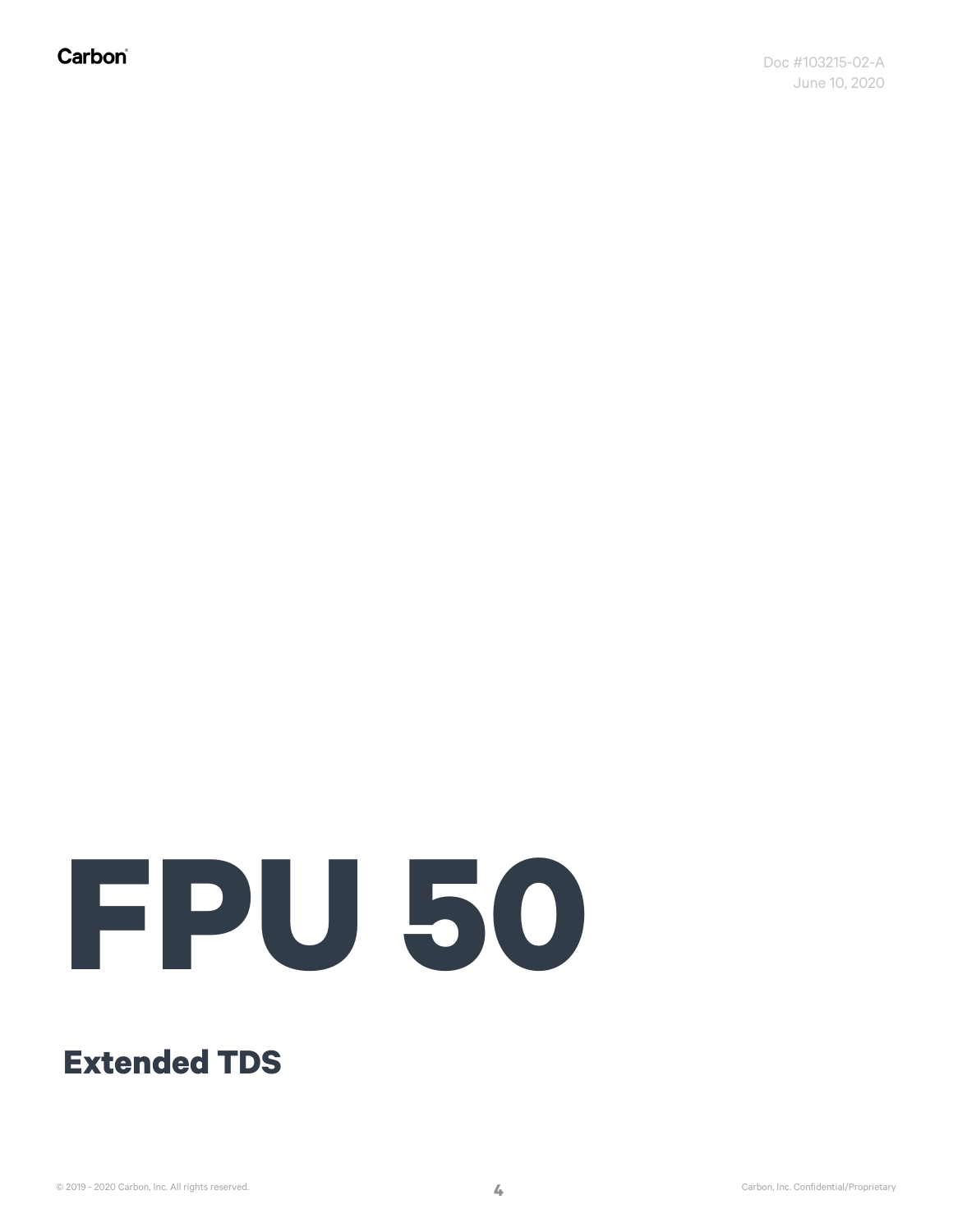# FPU 50

## Extended TDS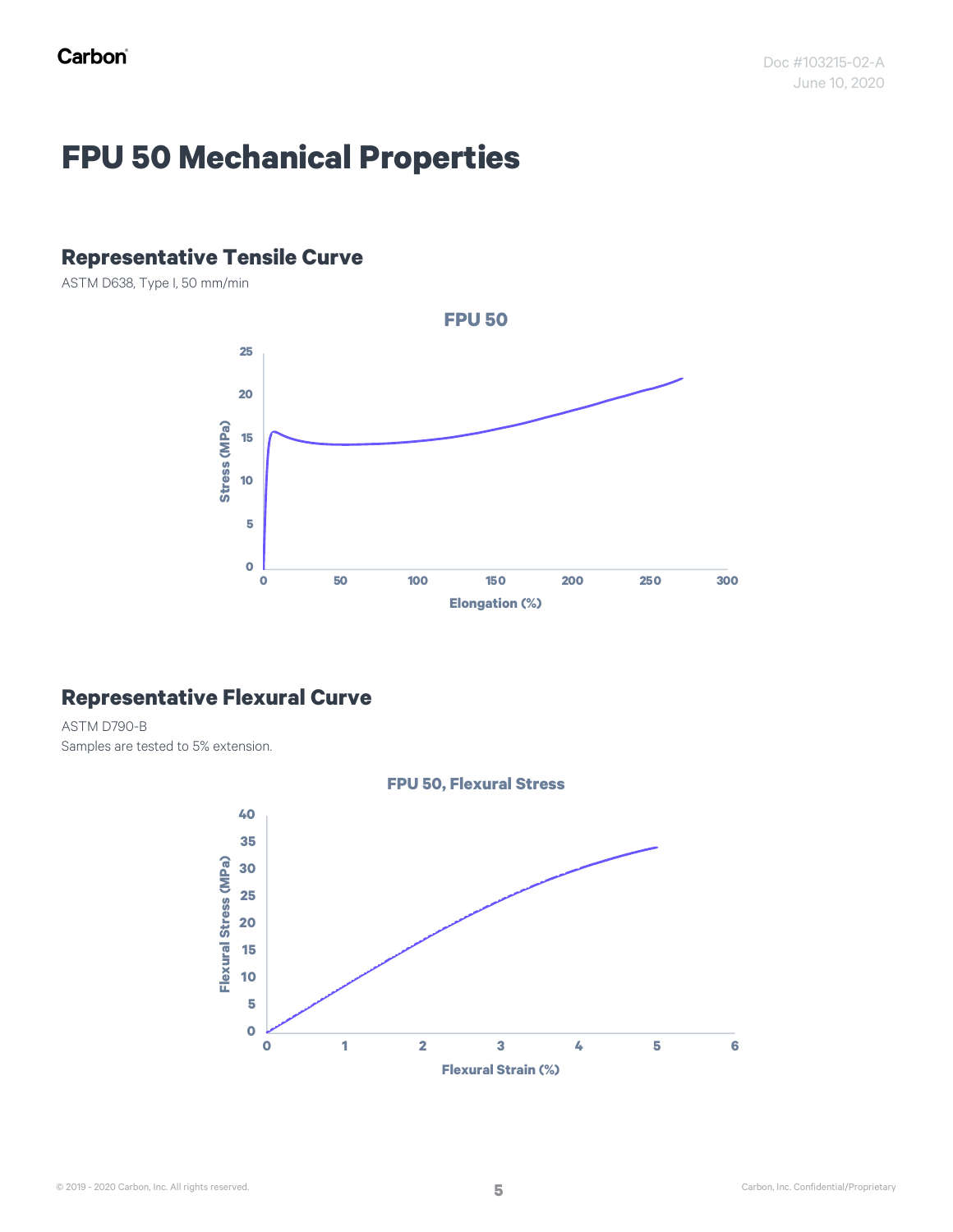# FPU 50 Mechanical Properties

## Representative Tensile Curve

ASTM D638, Type I, 50 mm/min

## Representative Flexural Curve

ASTM D790-B

Samples are tested to 5% extension.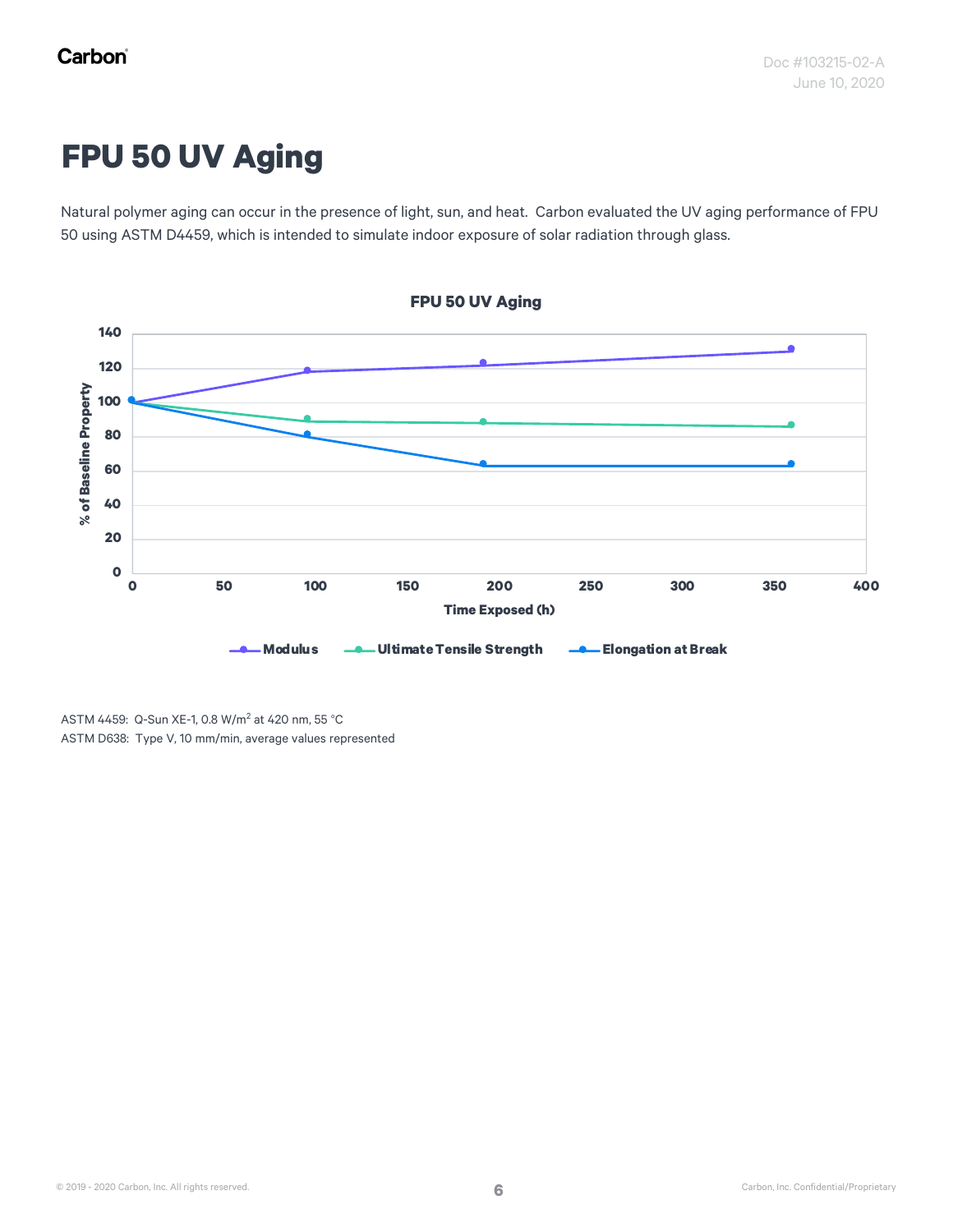# FPU 50 UV Aging

Natural polymer aging can occur in the presence of light, sun, and heat. Carbon evaluated the UV aging performance of FPU 50 using ASTM D4459, which is intended to simulate indoor exposure of solar radiation through glass.

**FPU 50 UV Aging**

ASTM 4459: Q-Sun XE-1, 0.8 W/m$^2$ at 420 nm, 55 °C

ASTM D638: Type V, 10 mm/min, average values represented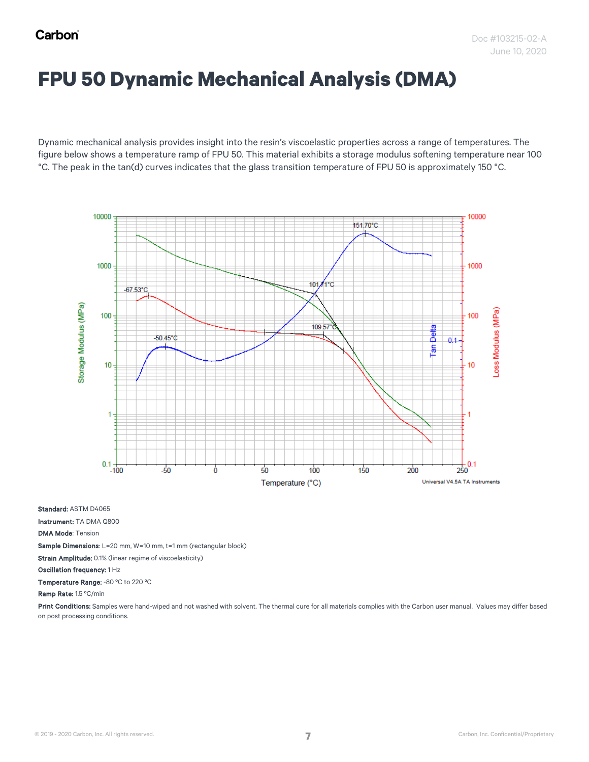# FPU 50 Dynamic Mechanical Analysis (DMA)

Dynamic mechanical analysis provides insight into the resin's viscoelastic properties across a range of temperatures. The figure below shows a temperature ramp of FPU 50. This material exhibits a storage modulus softening temperature near 100 °C. The peak in the tan(d) curves indicates that the glass transition temperature of FPU 50 is approximately 150 °C.

**Standard:** ASTM D4065

**Instrument:** TA DMA Q800

**DMA Mode**: Tension

**Sample Dimensions**: L=20 mm, W=10 mm, t=1 mm (rectangular block)

**Strain Amplitude:** 0.1% (linear regime of viscoelasticity)

**Oscillation frequency:** 1 Hz

**Temperature Range:** -80 °C to 220 °C

**Ramp Rate:** 1.5 °C/min

**Print Conditions:** Samples were hand-wiped and not washed with solvent. The thermal cure for all materials complies with the Carbon user manual. Values may differ based on post processing conditions.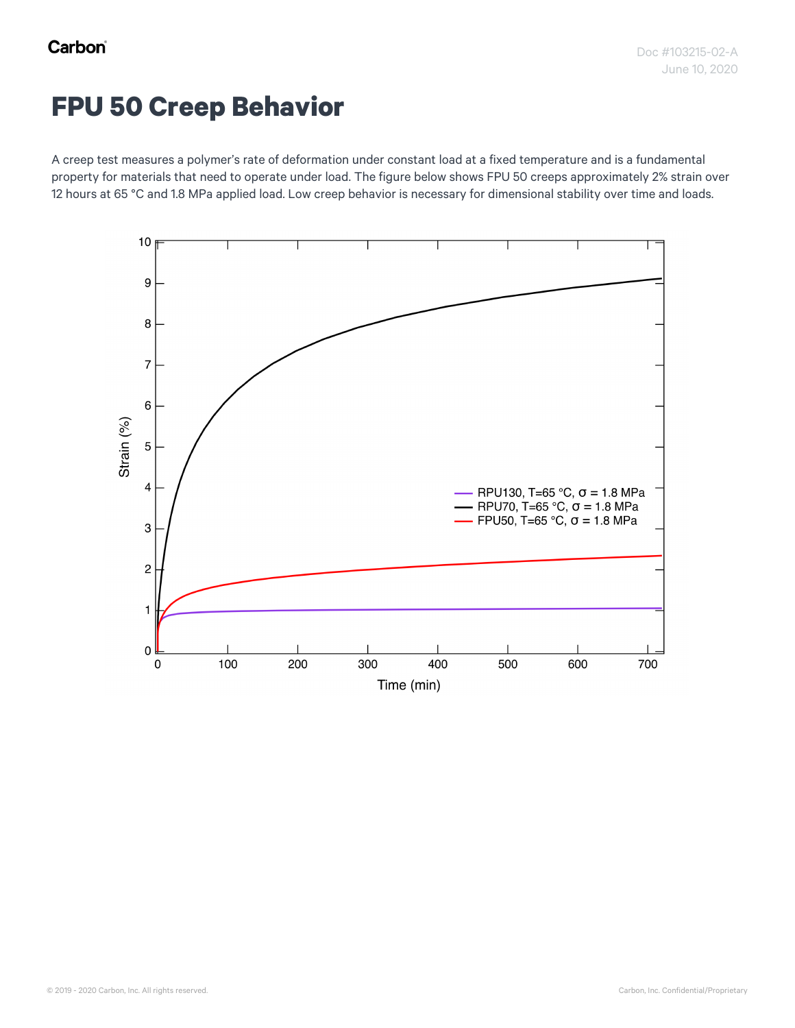# FPU 50 Creep Behavior

A creep test measures a polymer's rate of deformation under constant load at a fixed temperature and is a fundamental property for materials that need to operate under load. The figure below shows FPU 50 creeps approximately 2% strain over 12 hours at 65 °C and 1.8 MPa applied load. Low creep behavior is necessary for dimensional stability over time and loads.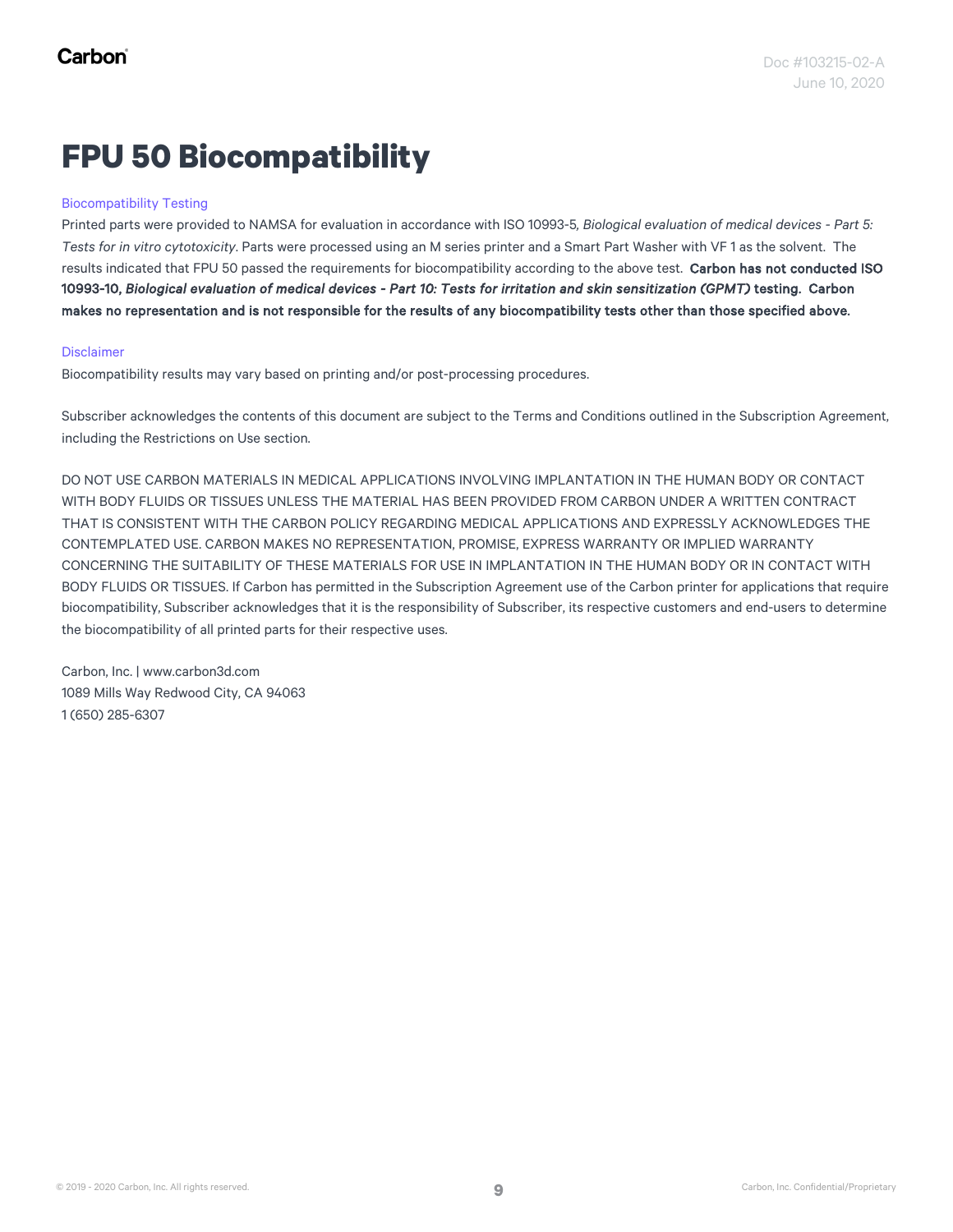Doc #103215-02-A
June 10, 2020

# FPU 50 Biocompatibility

## Biocompatibility Testing

Printed parts were provided to NAMSA for evaluation in accordance with ISO 10993-5, *Biological evaluation of medical devices - Part 5: Tests for in vitro cytotoxicity*. Parts were processed using an M series printer and a Smart Part Washer with VF 1 as the solvent. The results indicated that FPU 50 passed the requirements for biocompatibility according to the above test. **Carbon has not conducted ISO 10993-10, *Biological evaluation of medical devices - Part 10: Tests for irritation and skin sensitization (GPMT)* testing. Carbon makes no representation and is not responsible for the results of any biocompatibility tests other than those specified above.**

## Disclaimer

Biocompatibility results may vary based on printing and/or post-processing procedures.

Subscriber acknowledges the contents of this document are subject to the Terms and Conditions outlined in the Subscription Agreement, including the Restrictions on Use section.

DO NOT USE CARBON MATERIALS IN MEDICAL APPLICATIONS INVOLVING IMPLANTATION IN THE HUMAN BODY OR CONTACT WITH BODY FLUIDS OR TISSUES UNLESS THE MATERIAL HAS BEEN PROVIDED FROM CARBON UNDER A WRITTEN CONTRACT THAT IS CONSISTENT WITH THE CARBON POLICY REGARDING MEDICAL APPLICATIONS AND EXPRESSLY ACKNOWLEDGES THE CONTEMPLATED USE. CARBON MAKES NO REPRESENTATION, PROMISE, EXPRESS WARRANTY OR IMPLIED WARRANTY CONCERNING THE SUITABILITY OF THESE MATERIALS FOR USE IN IMPLANTATION IN THE HUMAN BODY OR IN CONTACT WITH BODY FLUIDS OR TISSUES. If Carbon has permitted in the Subscription Agreement use of the Carbon printer for applications that require biocompatibility, Subscriber acknowledges that it is the responsibility of Subscriber, its respective customers and end-users to determine the biocompatibility of all printed parts for their respective uses.

Carbon, Inc. | www.carbon3d.com
1089 Mills Way Redwood City, CA 94063
1 (650) 285-6307